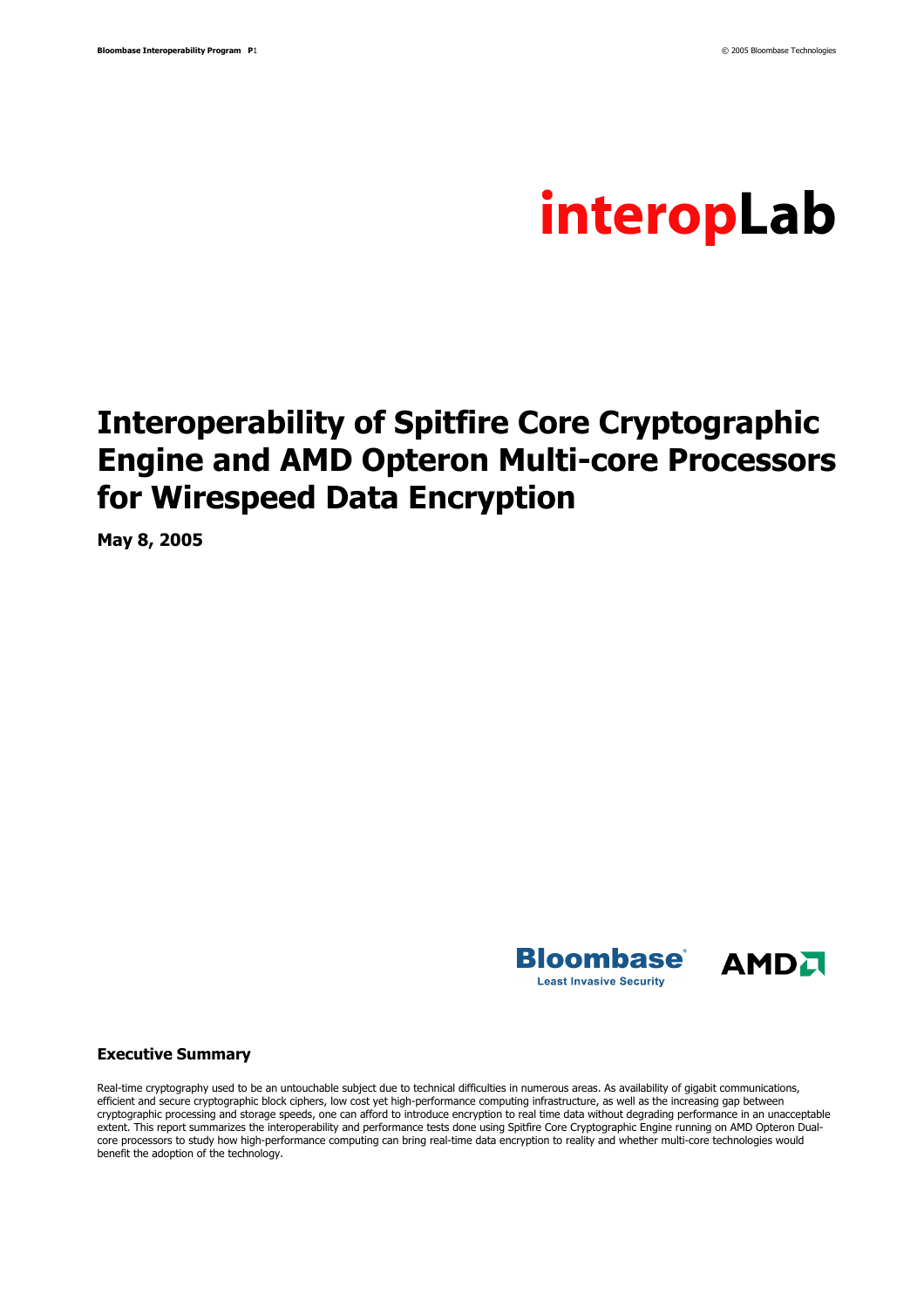interopLab

# Interoperability of Spitfire Core Cryptographic Engine and AMD Opteron Multi-core Processors for Wirespeed Data Encryption

**May 8, 2005**

Bloombase Least Invasive Security

AMD

## Executive Summary

Real-time cryptography used to be an untouchable subject due to technical difficulties in numerous areas. As availability of gigabit communications, efficient and secure cryptographic block ciphers, low cost yet high-performance computing infrastructure, as well as the increasing gap between cryptographic processing and storage speeds, one can afford to introduce encryption to real time data without degrading performance in an unacceptable extent. This report summarizes the interoperability and performance tests done using Spitfire Core Cryptographic Engine running on AMD Opteron Dual-core processors to study how high-performance computing can bring real-time data encryption to reality and whether multi-core technologies would benefit the adoption of the technology.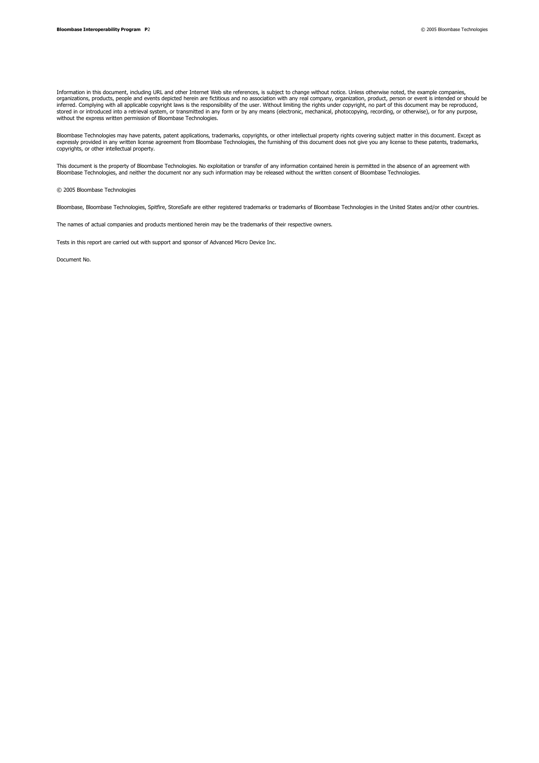Information in this document, including URL and other Internet Web site references, is subject to change without notice. Unless otherwise noted, the example companies, organizations, products, people and events depicted herein are fictitious and no association with any real company, organization, product, person or event is intended or should be inferred. Complying with all applicable copyright laws is the responsibility of the user. Without limiting the rights under copyright, no part of this document may be reproduced, stored in or introduced into a retrieval system, or transmitted in any form or by any means (electronic, mechanical, photocopying, recording, or otherwise), or for any purpose, without the express written permission of Bloombase Technologies.

Bloombase Technologies may have patents, patent applications, trademarks, copyrights, or other intellectual property rights covering subject matter in this document. Except as expressly provided in any written license agreement from Bloombase Technologies, the furnishing of this document does not give you any license to these patents, trademarks, copyrights, or other intellectual property.

This document is the property of Bloombase Technologies. No exploitation or transfer of any information contained herein is permitted in the absence of an agreement with Bloombase Technologies, and neither the document nor any such information may be released without the written consent of Bloombase Technologies.

© 2005 Bloombase Technologies

Bloombase, Bloombase Technologies, Spitfire, StoreSafe are either registered trademarks or trademarks of Bloombase Technologies in the United States and/or other countries.

The names of actual companies and products mentioned herein may be the trademarks of their respective owners.

Tests in this report are carried out with support and sponsor of Advanced Micro Device Inc.

Document No.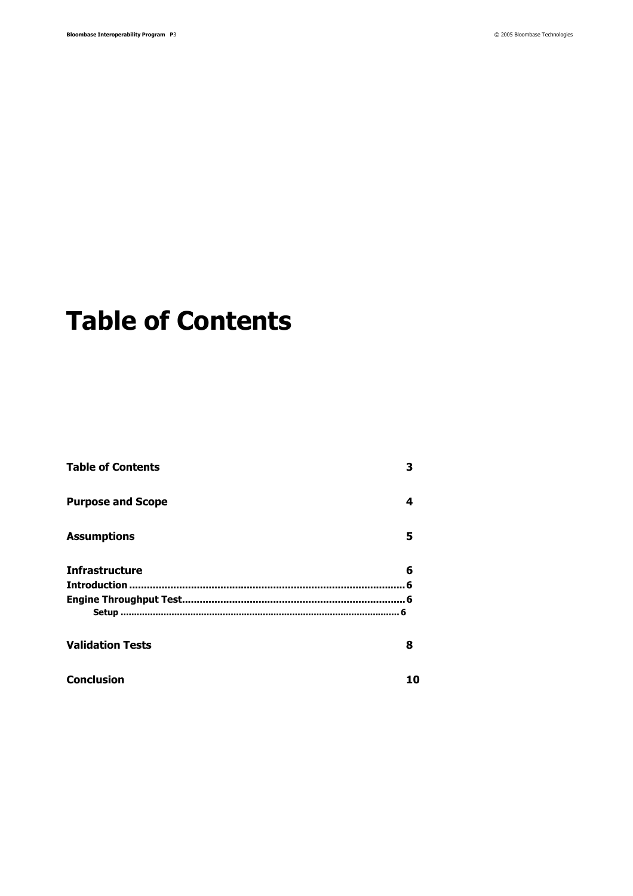# Table of Contents

| | |
|---|---|
| **Table of Contents** | **3** |
| **Purpose and Scope** | **4** |
| **Assumptions** | **5** |
| **Infrastructure** | **6** |
| **Introduction** | **6** |
| **Engine Throughput Test** | **6** |
| **Setup** | **6** |
| **Validation Tests** | **8** |
| **Conclusion** | **10** |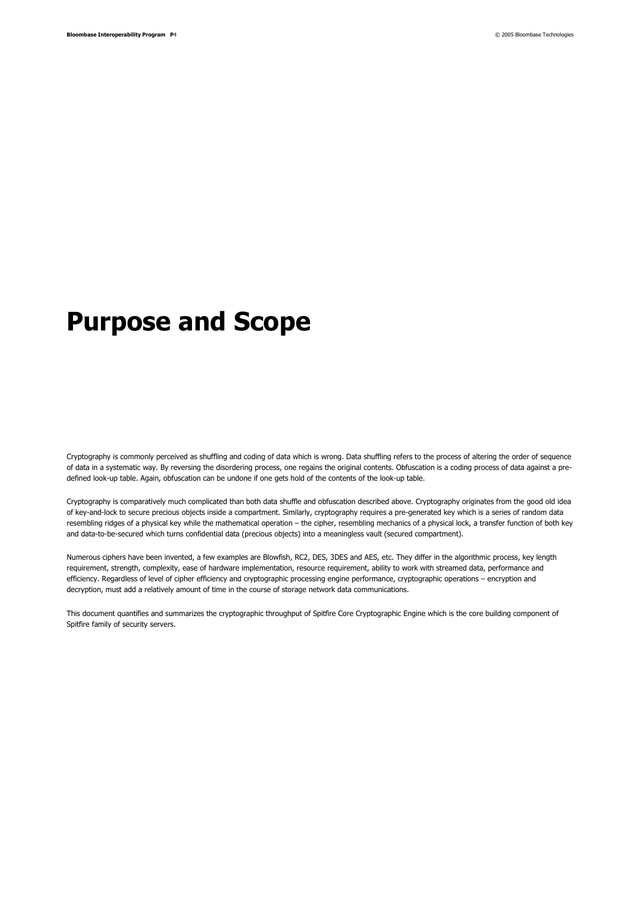# Purpose and Scope

Cryptography is commonly perceived as shuffling and coding of data which is wrong. Data shuffling refers to the process of altering the order of sequence of data in a systematic way. By reversing the disordering process, one regains the original contents. Obfuscation is a coding process of data against a pre-defined look-up table. Again, obfuscation can be undone if one gets hold of the contents of the look-up table.

Cryptography is comparatively much complicated than both data shuffle and obfuscation described above. Cryptography originates from the good old idea of key-and-lock to secure precious objects inside a compartment. Similarly, cryptography requires a pre-generated key which is a series of random data resembling ridges of a physical key while the mathematical operation – the cipher, resembling mechanics of a physical lock, a transfer function of both key and data-to-be-secured which turns confidential data (precious objects) into a meaningless vault (secured compartment).

Numerous ciphers have been invented, a few examples are Blowfish, RC2, DES, 3DES and AES, etc. They differ in the algorithmic process, key length requirement, strength, complexity, ease of hardware implementation, resource requirement, ability to work with streamed data, performance and efficiency. Regardless of level of cipher efficiency and cryptographic processing engine performance, cryptographic operations – encryption and decryption, must add a relatively amount of time in the course of storage network data communications.

This document quantifies and summarizes the cryptographic throughput of Spitfire Core Cryptographic Engine which is the core building component of Spitfire family of security servers.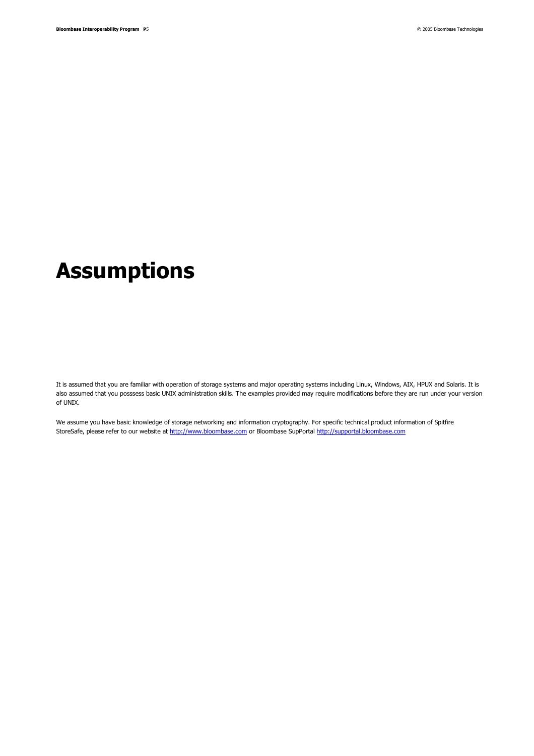# Assumptions

It is assumed that you are familiar with operation of storage systems and major operating systems including Linux, Windows, AIX, HPUX and Solaris. It is also assumed that you posssess basic UNIX administration skills. The examples provided may require modifications before they are run under your version of UNIX.

We assume you have basic knowledge of storage networking and information cryptography. For specific technical product information of Spitfire StoreSafe, please refer to our website at http://www.bloombase.com or Bloombase SupPortal http://supportal.bloombase.com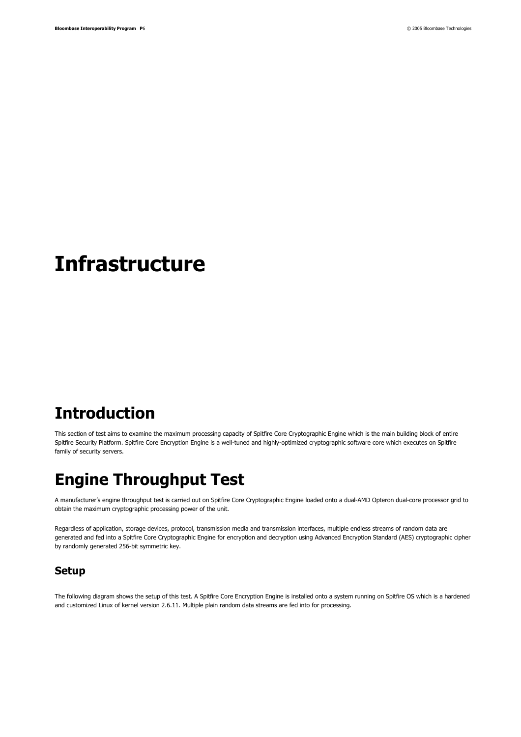# Infrastructure

## Introduction

This section of test aims to examine the maximum processing capacity of Spitfire Core Cryptographic Engine which is the main building block of entire Spitfire Security Platform. Spitfire Core Encryption Engine is a well-tuned and highly-optimized cryptographic software core which executes on Spitfire family of security servers.

## Engine Throughput Test

A manufacturer's engine throughput test is carried out on Spitfire Core Cryptographic Engine loaded onto a dual-AMD Opteron dual-core processor grid to obtain the maximum cryptographic processing power of the unit.

Regardless of application, storage devices, protocol, transmission media and transmission interfaces, multiple endless streams of random data are generated and fed into a Spitfire Core Cryptographic Engine for encryption and decryption using Advanced Encryption Standard (AES) cryptographic cipher by randomly generated 256-bit symmetric key.

### Setup

The following diagram shows the setup of this test. A Spitfire Core Encryption Engine is installed onto a system running on Spitfire OS which is a hardened and customized Linux of kernel version 2.6.11. Multiple plain random data streams are fed into for processing.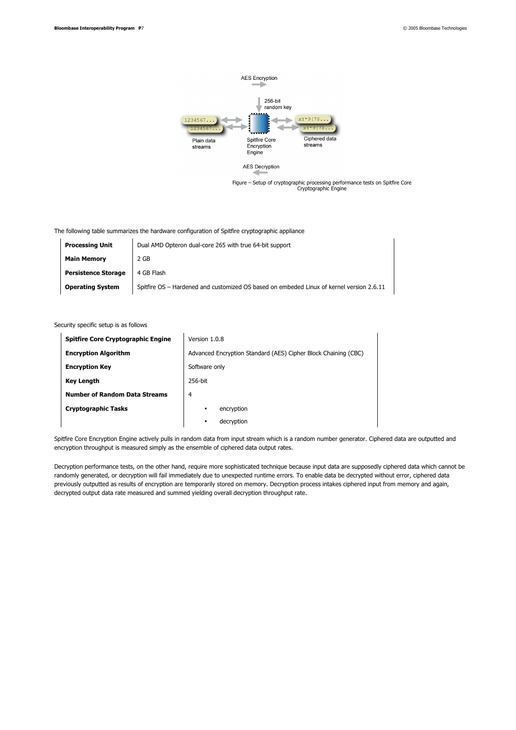Figure – Setup of cryptographic processing performance tests on Spitfire Core Cryptographic Engine

The following table summarizes the hardware configuration of Spitfire cryptographic appliance

| | |
|---|---|
| **Processing Unit** | Dual AMD Opteron dual-core 265 with true 64-bit support |
| **Main Memory** | 2 GB |
| **Persistence Storage** | 4 GB Flash |
| **Operating System** | Spitfire OS – Hardened and customized OS based on embeded Linux of kernel version 2.6.11 |

Security specific setup is as follows

| | |
|---|---|
| **Spitfire Core Cryptographic Engine** | Version 1.0.8 |
| **Encryption Algorithm** | Advanced Encryption Standard (AES) Cipher Block Chaining (CBC) |
| **Encryption Key** | Software only |
| **Key Length** | 256-bit |
| **Number of Random Data Streams** | 4 |
| **Cryptographic Tasks** | • encryption<br>• decryption |

Spitfire Core Encryption Engine actively pulls in random data from input stream which is a random number generator. Ciphered data are outputted and encryption throughput is measured simply as the ensemble of ciphered data output rates.

Decryption performance tests, on the other hand, require more sophisticated technique because input data are supposedly ciphered data which cannot be randomly generated, or decryption will fail immediately due to unexpected runtime errors. To enable data be decrypted without error, ciphered data previously outputted as results of encryption are temporarily stored on memory. Decryption process intakes ciphered input from memory and again, decrypted output data rate measured and summed yielding overall decryption throughput rate.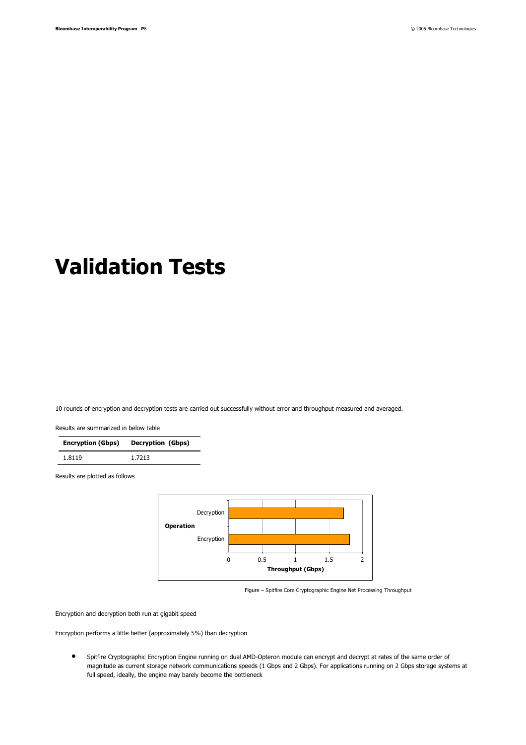# Validation Tests

10 rounds of encryption and decryption tests are carried out successfully without error and throughput measured and averaged.

Results are summarized in below table

| Encryption (Gbps) | Decryption (Gbps) |
|---|---|
| 1.8119 | 1.7213 |

Results are plotted as follows

Figure – Spitfire Core Cryptographic Engine Net Processing Throughput

Encryption and decryption both run at gigabit speed

Encryption performs a little better (approximately 5%) than decryption

- Spitfire Cryptographic Encryption Engine running on dual AMD-Opteron module can encrypt and decrypt at rates of the same order of magnitude as current storage network communications speeds (1 Gbps and 2 Gbps). For applications running on 2 Gbps storage systems at full speed, ideally, the engine may barely become the bottleneck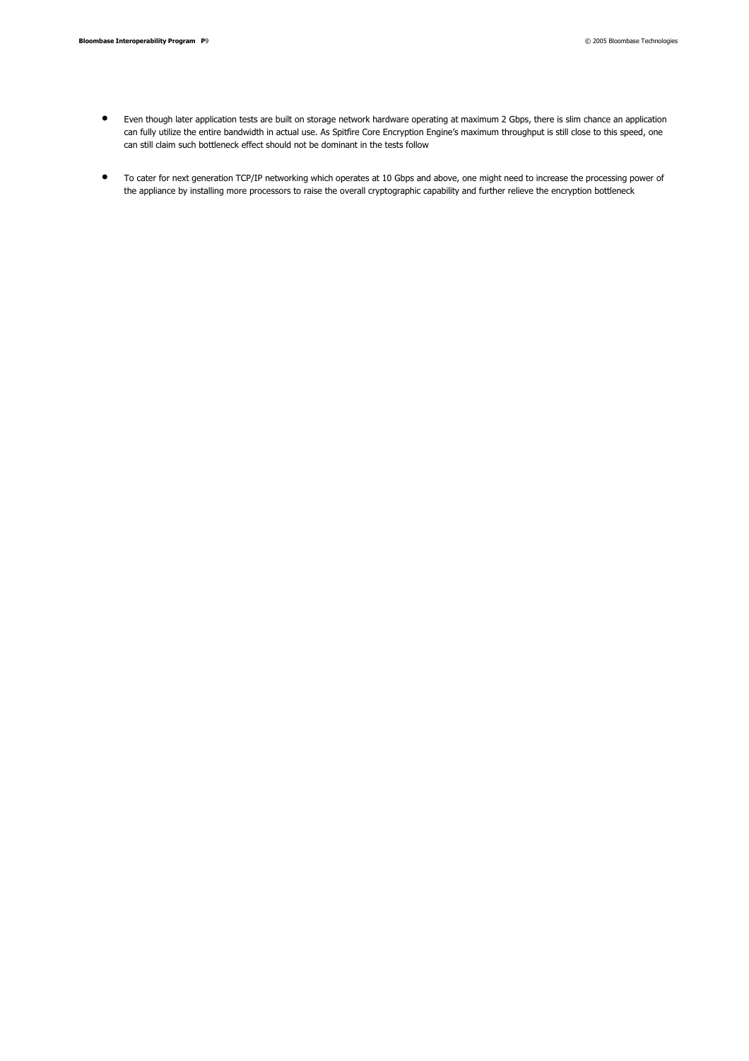- Even though later application tests are built on storage network hardware operating at maximum 2 Gbps, there is slim chance an application can fully utilize the entire bandwidth in actual use. As Spitfire Core Encryption Engine's maximum throughput is still close to this speed, one can still claim such bottleneck effect should not be dominant in the tests follow

- To cater for next generation TCP/IP networking which operates at 10 Gbps and above, one might need to increase the processing power of the appliance by installing more processors to raise the overall cryptographic capability and further relieve the encryption bottleneck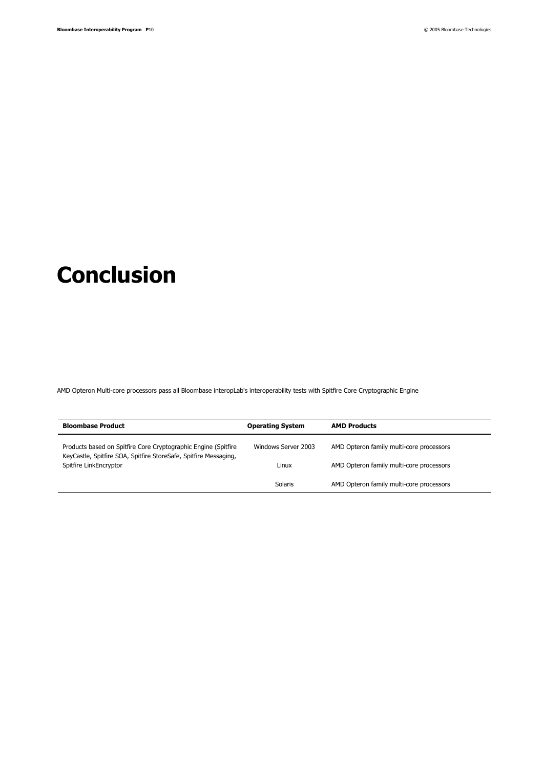# Conclusion

AMD Opteron Multi-core processors pass all Bloombase interopLab's interoperability tests with Spitfire Core Cryptographic Engine

| Bloombase Product | Operating System | AMD Products |
|---|---|---|
| Products based on Spitfire Core Cryptographic Engine (Spitfire KeyCastle, Spitfire SOA, Spitfire StoreSafe, Spitfire Messaging, Spitfire LinkEncryptor | Windows Server 2003 | AMD Opteron family multi-core processors |
| | Linux | AMD Opteron family multi-core processors |
| | Solaris | AMD Opteron family multi-core processors |